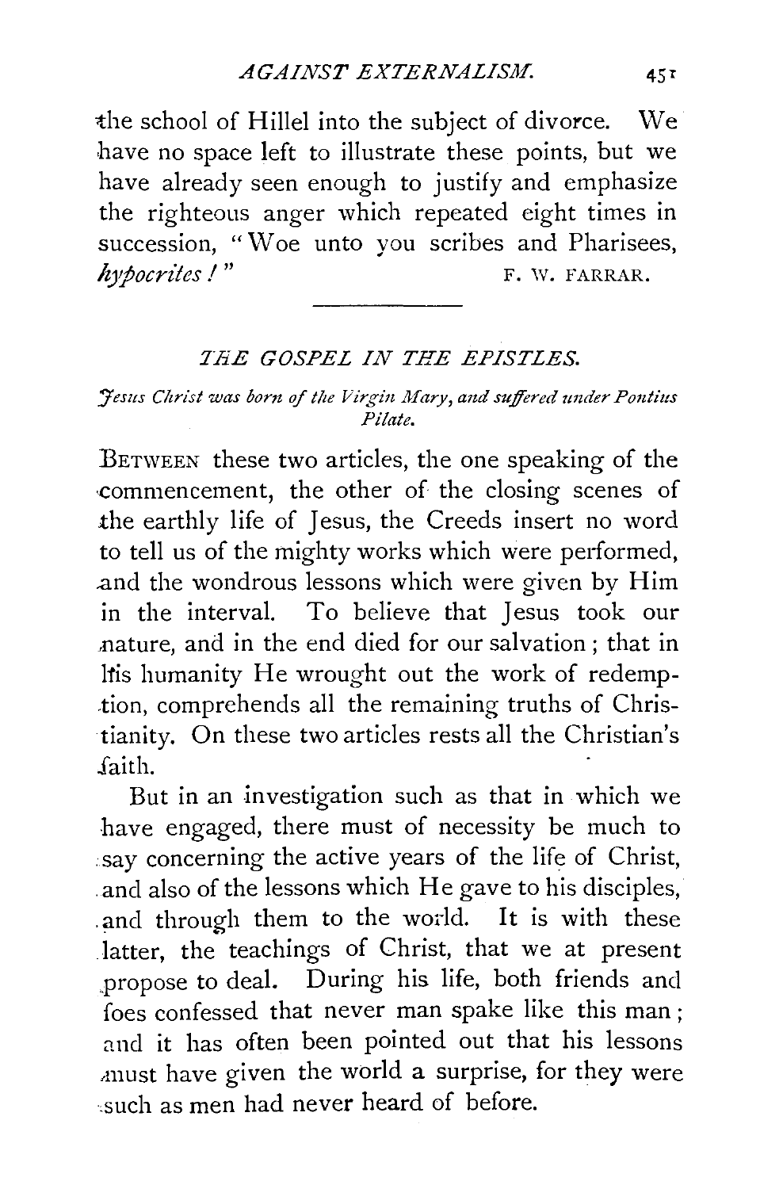the school of Hillel into the subject of divorce. We have no space left to illustrate these points, but we have already seen enough to justify and emphasize the righteous anger which repeated eight times in succession, "Woe unto you scribes and Pharisees, *hypocrites!*" F. W. FARRAR.

---

## *THE GOSPEL IN THE EPISTLES.*

*Jesus Christ was born of the Virgin Mary, and suffered under Pontius Pilate.*

BETWEEN these two articles, the one speaking of the commencement, the other of the closing scenes of the earthly life of Jesus, the Creeds insert no word to tell us of the mighty works which were performed, and the wondrous lessons which were given by Him in the interval. To believe that Jesus took our nature, and in the end died for our salvation; that in His humanity He wrought out the work of redemption, comprehends all the remaining truths of Christianity. On these two articles rests all the Christian's faith.

But in an investigation such as that in which we have engaged, there must of necessity be much to say concerning the active years of the life of Christ, and also of the lessons which He gave to his disciples, and through them to the world. It is with these latter, the teachings of Christ, that we at present propose to deal. During his life, both friends and foes confessed that never man spake like this man; and it has often been pointed out that his lessons must have given the world a surprise, for they were such as men had never heard of before.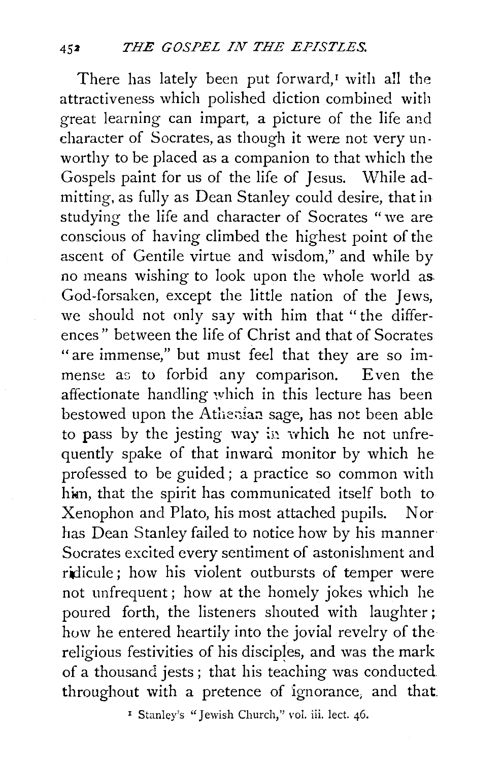There has lately been put forward,[1] with all the attractiveness which polished diction combined with great learning can impart, a picture of the life and character of Socrates, as though it were not very unworthy to be placed as a companion to that which the Gospels paint for us of the life of Jesus. While admitting, as fully as Dean Stanley could desire, that in studying the life and character of Socrates "we are conscious of having climbed the highest point of the ascent of Gentile virtue and wisdom," and while by no means wishing to look upon the whole world as God-forsaken, except the little nation of the Jews, we should not only say with him that "the differences" between the life of Christ and that of Socrates "are immense," but must feel that they are so immense as to forbid any comparison. Even the affectionate handling which in this lecture has been bestowed upon the Athenian sage, has not been able to pass by the jesting way in which he not unfrequently spake of that inward monitor by which he professed to be guided; a practice so common with him, that the spirit has communicated itself both to Xenophon and Plato, his most attached pupils. Nor has Dean Stanley failed to notice how by his manner Socrates excited every sentiment of astonishment and ridicule; how his violent outbursts of temper were not unfrequent; how at the homely jokes which he poured forth, the listeners shouted with laughter; how he entered heartily into the jovial revelry of the religious festivities of his disciples, and was the mark of a thousand jests; that his teaching was conducted throughout with a pretence of ignorance, and that

[1] Stanley's "Jewish Church," vol. iii. lect. 46.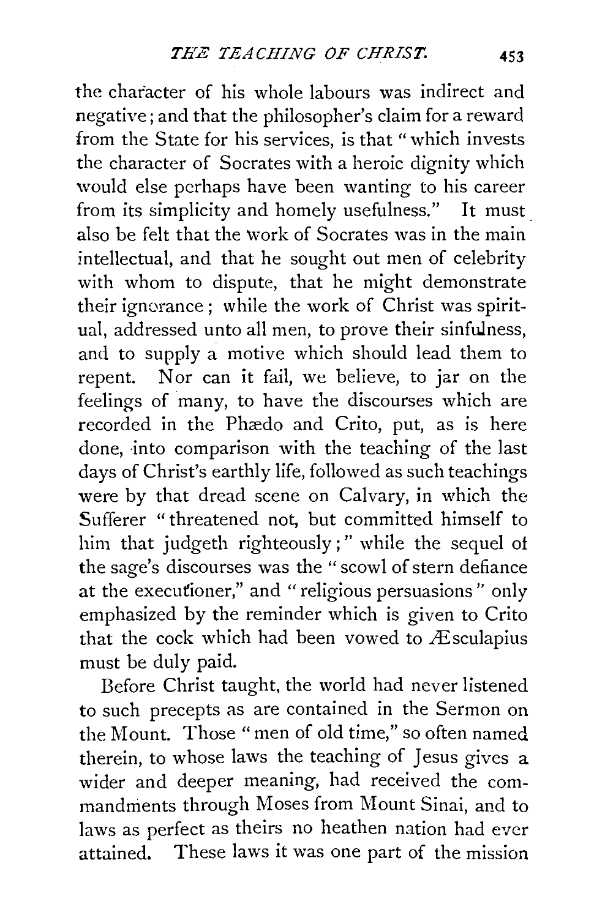the character of his whole labours was indirect and negative; and that the philosopher's claim for a reward from the State for his services, is that "which invests the character of Socrates with a heroic dignity which would else perhaps have been wanting to his career from its simplicity and homely usefulness." It must also be felt that the work of Socrates was in the main intellectual, and that he sought out men of celebrity with whom to dispute, that he might demonstrate their ignorance; while the work of Christ was spiritual, addressed unto all men, to prove their sinfulness, and to supply a motive which should lead them to repent. Nor can it fail, we believe, to jar on the feelings of many, to have the discourses which are recorded in the Phædo and Crito, put, as is here done, into comparison with the teaching of the last days of Christ's earthly life, followed as such teachings were by that dread scene on Calvary, in which the Sufferer "threatened not, but committed himself to him that judgeth righteously;" while the sequel of the sage's discourses was the "scowl of stern defiance at the executioner," and "religious persuasions" only emphasized by the reminder which is given to Crito that the cock which had been vowed to Æsculapius must be duly paid.

Before Christ taught, the world had never listened to such precepts as are contained in the Sermon on the Mount. Those "men of old time," so often named therein, to whose laws the teaching of Jesus gives a wider and deeper meaning, had received the commandments through Moses from Mount Sinai, and to laws as perfect as theirs no heathen nation had ever attained. These laws it was one part of the mission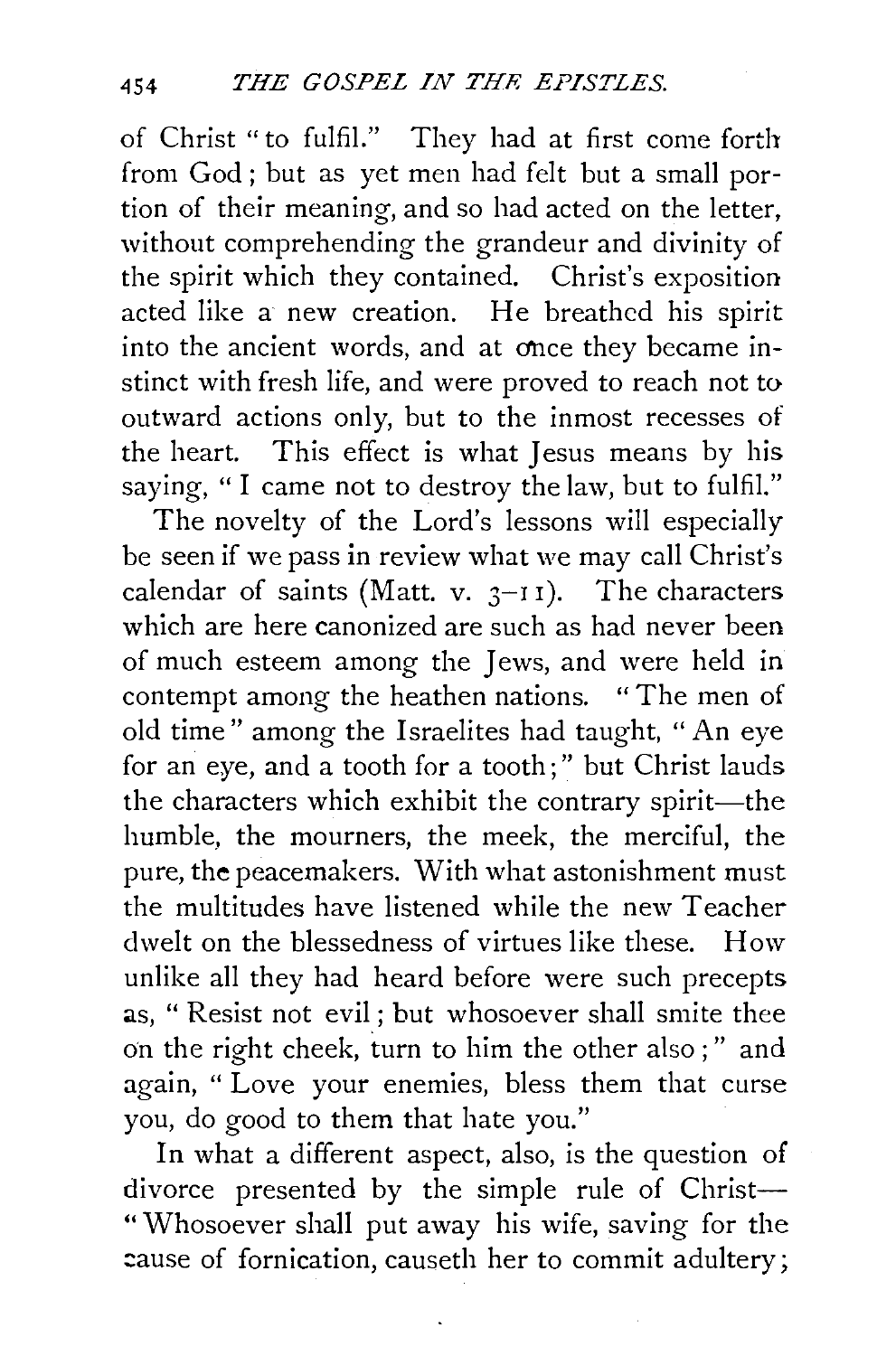of Christ "to fulfil." They had at first come forth from God; but as yet men had felt but a small portion of their meaning, and so had acted on the letter, without comprehending the grandeur and divinity of the spirit which they contained. Christ's exposition acted like a new creation. He breathed his spirit into the ancient words, and at once they became instinct with fresh life, and were proved to reach not to outward actions only, but to the inmost recesses of the heart. This effect is what Jesus means by his saying, "I came not to destroy the law, but to fulfil."

The novelty of the Lord's lessons will especially be seen if we pass in review what we may call Christ's calendar of saints (Matt. v. 3–11). The characters which are here canonized are such as had never been of much esteem among the Jews, and were held in contempt among the heathen nations. "The men of old time" among the Israelites had taught, "An eye for an eye, and a tooth for a tooth;" but Christ lauds the characters which exhibit the contrary spirit—the humble, the mourners, the meek, the merciful, the pure, the peacemakers. With what astonishment must the multitudes have listened while the new Teacher dwelt on the blessedness of virtues like these. How unlike all they had heard before were such precepts as, "Resist not evil; but whosoever shall smite thee on the right cheek, turn to him the other also;" and again, "Love your enemies, bless them that curse you, do good to them that hate you."

In what a different aspect, also, is the question of divorce presented by the simple rule of Christ—"Whosoever shall put away his wife, saving for the cause of fornication, causeth her to commit adultery;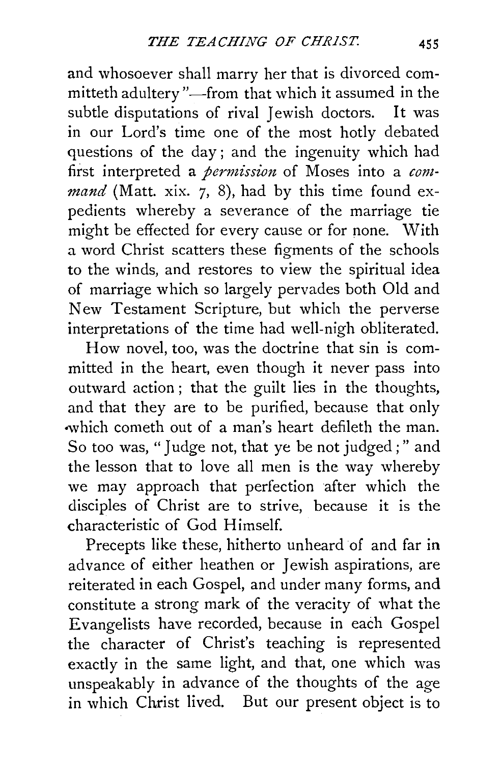and whosoever shall marry her that is divorced committeth adultery"—from that which it assumed in the subtle disputations of rival Jewish doctors. It was in our Lord's time one of the most hotly debated questions of the day; and the ingenuity which had first interpreted a *permission* of Moses into a *command* (Matt. xix. 7, 8), had by this time found expedients whereby a severance of the marriage tie might be effected for every cause or for none. With a word Christ scatters these figments of the schools to the winds, and restores to view the spiritual idea of marriage which so largely pervades both Old and New Testament Scripture, but which the perverse interpretations of the time had well-nigh obliterated.

How novel, too, was the doctrine that sin is committed in the heart, even though it never pass into outward action; that the guilt lies in the thoughts, and that they are to be purified, because that only which cometh out of a man's heart defileth the man. So too was, "Judge not, that ye be not judged;" and the lesson that to love all men is the way whereby we may approach that perfection after which the disciples of Christ are to strive, because it is the characteristic of God Himself.

Precepts like these, hitherto unheard of and far in advance of either heathen or Jewish aspirations, are reiterated in each Gospel, and under many forms, and constitute a strong mark of the veracity of what the Evangelists have recorded, because in each Gospel the character of Christ's teaching is represented exactly in the same light, and that, one which was unspeakably in advance of the thoughts of the age in which Christ lived. But our present object is to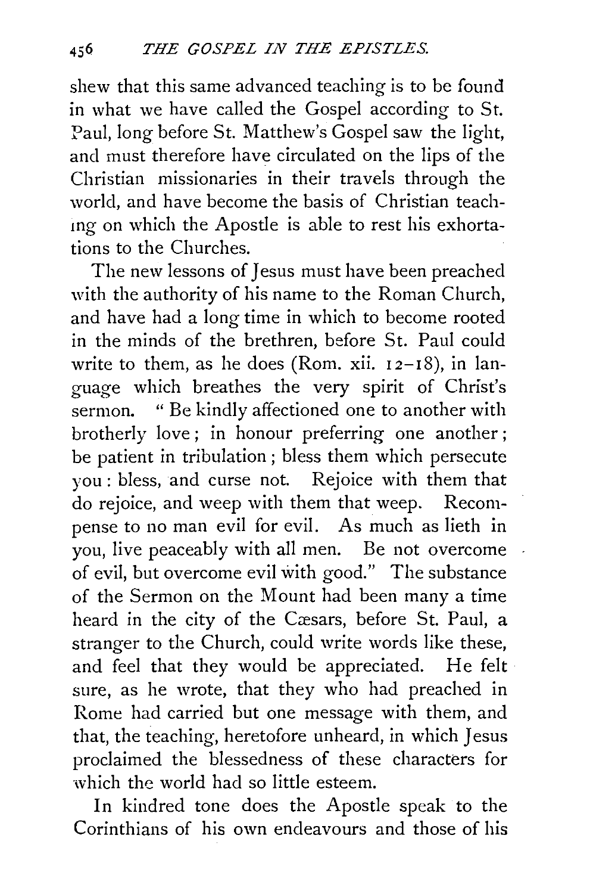shew that this same advanced teaching is to be found in what we have called the Gospel according to St. Paul, long before St. Matthew's Gospel saw the light, and must therefore have circulated on the lips of the Christian missionaries in their travels through the world, and have become the basis of Christian teaching on which the Apostle is able to rest his exhortations to the Churches.

The new lessons of Jesus must have been preached with the authority of his name to the Roman Church, and have had a long time in which to become rooted in the minds of the brethren, before St. Paul could write to them, as he does (Rom. xii. 12–18), in language which breathes the very spirit of Christ's sermon. "Be kindly affectioned one to another with brotherly love; in honour preferring one another; be patient in tribulation; bless them which persecute you: bless, and curse not. Rejoice with them that do rejoice, and weep with them that weep. Recompense to no man evil for evil. As much as lieth in you, live peaceably with all men. Be not overcome of evil, but overcome evil with good." The substance of the Sermon on the Mount had been many a time heard in the city of the Cæsars, before St. Paul, a stranger to the Church, could write words like these, and feel that they would be appreciated. He felt sure, as he wrote, that they who had preached in Rome had carried but one message with them, and that, the teaching, heretofore unheard, in which Jesus proclaimed the blessedness of these characters for which the world had so little esteem.

In kindred tone does the Apostle speak to the Corinthians of his own endeavours and those of his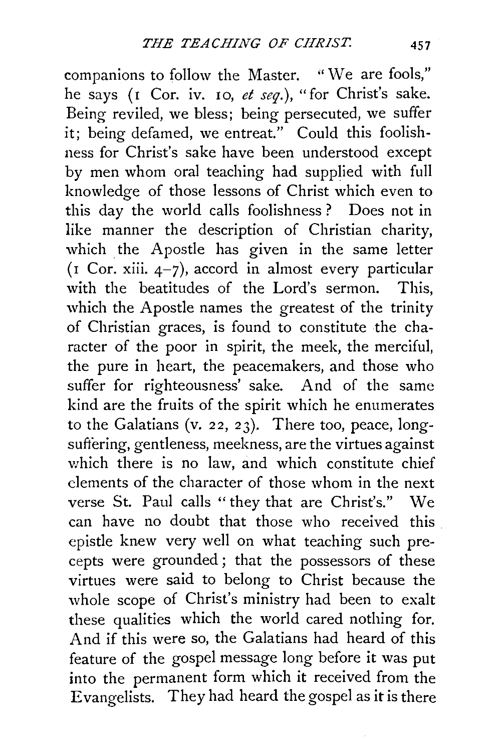companions to follow the Master. "We are fools," he says (1 Cor. iv. 10, *et seq.*), "for Christ's sake. Being reviled, we bless; being persecuted, we suffer it; being defamed, we entreat." Could this foolishness for Christ's sake have been understood except by men whom oral teaching had supplied with full knowledge of those lessons of Christ which even to this day the world calls foolishness? Does not in like manner the description of Christian charity, which the Apostle has given in the same letter (1 Cor. xiii. 4–7), accord in almost every particular with the beatitudes of the Lord's sermon. This, which the Apostle names the greatest of the trinity of Christian graces, is found to constitute the character of the poor in spirit, the meek, the merciful, the pure in heart, the peacemakers, and those who suffer for righteousness' sake. And of the same kind are the fruits of the spirit which he enumerates to the Galatians (v. 22, 23). There too, peace, long-suffering, gentleness, meekness, are the virtues against which there is no law, and which constitute chief elements of the character of those whom in the next verse St. Paul calls "they that are Christ's." We can have no doubt that those who received this epistle knew very well on what teaching such precepts were grounded; that the possessors of these virtues were said to belong to Christ because the whole scope of Christ's ministry had been to exalt these qualities which the world cared nothing for. And if this were so, the Galatians had heard of this feature of the gospel message long before it was put into the permanent form which it received from the Evangelists. They had heard the gospel as it is there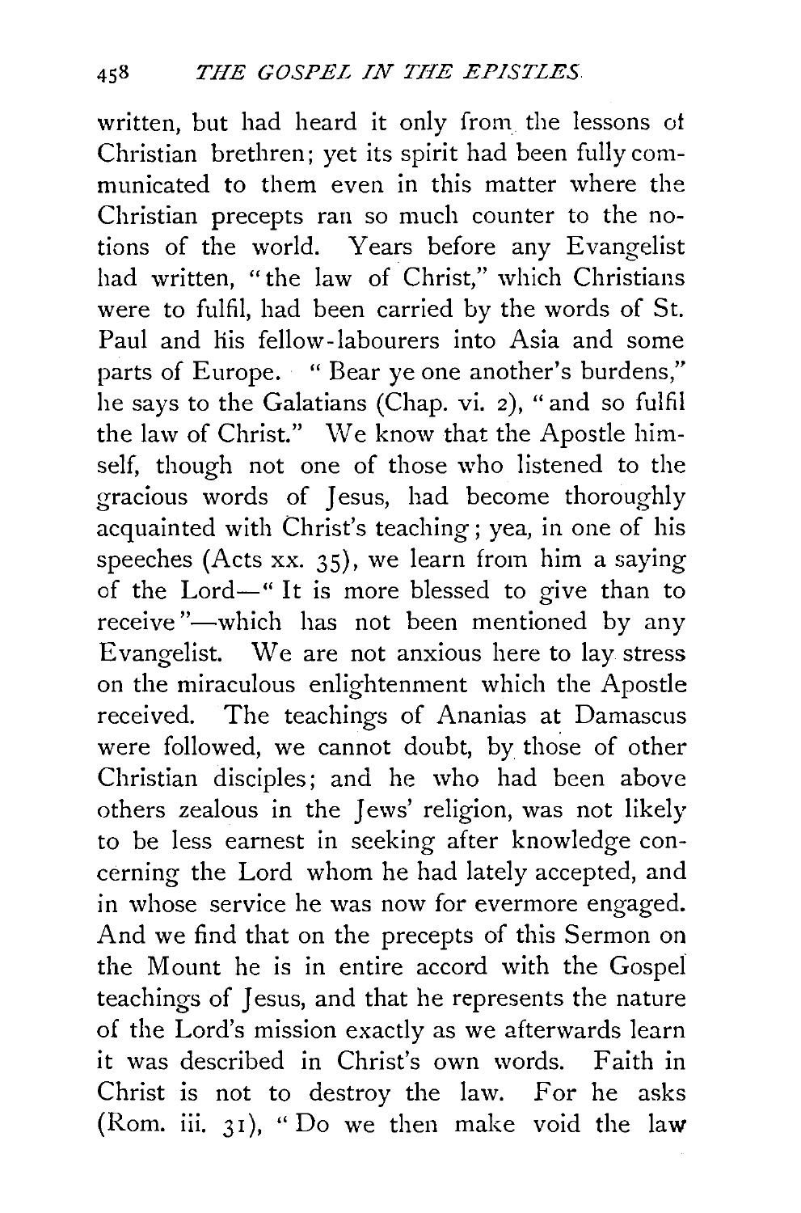written, but had heard it only from the lessons of Christian brethren; yet its spirit had been fully communicated to them even in this matter where the Christian precepts ran so much counter to the notions of the world. Years before any Evangelist had written, "the law of Christ," which Christians were to fulfil, had been carried by the words of St. Paul and his fellow-labourers into Asia and some parts of Europe. "Bear ye one another's burdens," he says to the Galatians (Chap. vi. 2), "and so fulfil the law of Christ." We know that the Apostle himself, though not one of those who listened to the gracious words of Jesus, had become thoroughly acquainted with Christ's teaching; yea, in one of his speeches (Acts xx. 35), we learn from him a saying of the Lord—"It is more blessed to give than to receive"—which has not been mentioned by any Evangelist. We are not anxious here to lay stress on the miraculous enlightenment which the Apostle received. The teachings of Ananias at Damascus were followed, we cannot doubt, by those of other Christian disciples; and he who had been above others zealous in the Jews' religion, was not likely to be less earnest in seeking after knowledge concerning the Lord whom he had lately accepted, and in whose service he was now for evermore engaged. And we find that on the precepts of this Sermon on the Mount he is in entire accord with the Gospel teachings of Jesus, and that he represents the nature of the Lord's mission exactly as we afterwards learn it was described in Christ's own words. Faith in Christ is not to destroy the law. For he asks (Rom. iii. 31), "Do we then make void the law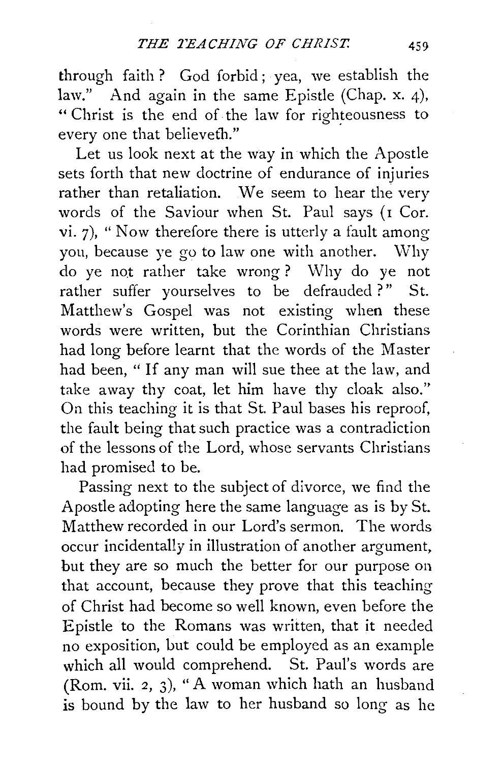through faith? God forbid; yea, we establish the law." And again in the same Epistle (Chap. x. 4), "Christ is the end of the law for righteousness to every one that believeth."

Let us look next at the way in which the Apostle sets forth that new doctrine of endurance of injuries rather than retaliation. We seem to hear the very words of the Saviour when St. Paul says (1 Cor. vi. 7), "Now therefore there is utterly a fault among you, because ye go to law one with another. Why do ye not rather take wrong? Why do ye not rather suffer yourselves to be defrauded?" St. Matthew's Gospel was not existing when these words were written, but the Corinthian Christians had long before learnt that the words of the Master had been, "If any man will sue thee at the law, and take away thy coat, let him have thy cloak also." On this teaching it is that St. Paul bases his reproof, the fault being that such practice was a contradiction of the lessons of the Lord, whose servants Christians had promised to be.

Passing next to the subject of divorce, we find the Apostle adopting here the same language as is by St. Matthew recorded in our Lord's sermon. The words occur incidentally in illustration of another argument, but they are so much the better for our purpose on that account, because they prove that this teaching of Christ had become so well known, even before the Epistle to the Romans was written, that it needed no exposition, but could be employed as an example which all would comprehend. St. Paul's words are (Rom. vii. 2, 3), "A woman which hath an husband is bound by the law to her husband so long as he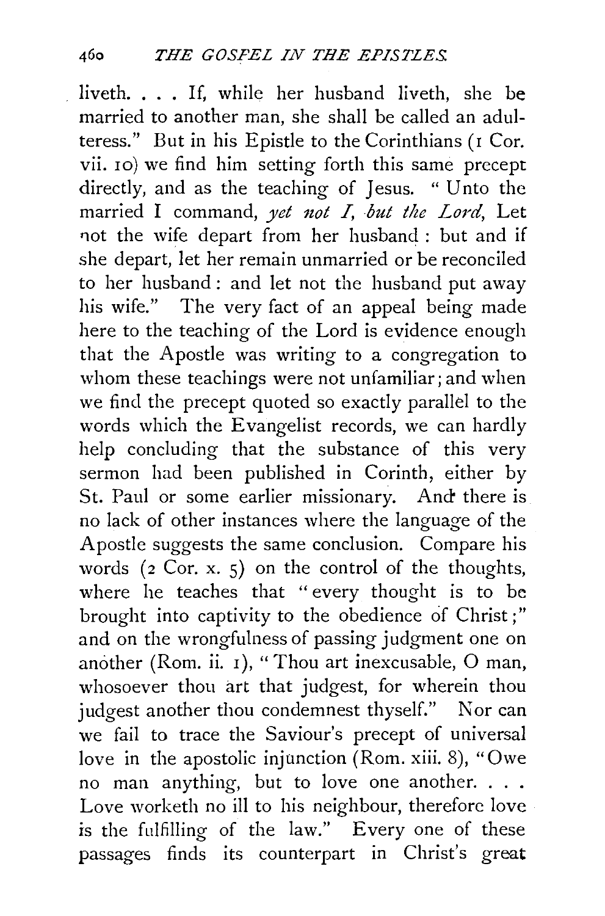liveth. . . . If, while her husband liveth, she be married to another man, she shall be called an adulteress." But in his Epistle to the Corinthians (1 Cor. vii. 10) we find him setting forth this same precept directly, and as the teaching of Jesus. "Unto the married I command, *yet not I, but the Lord,* Let not the wife depart from her husband: but and if she depart, let her remain unmarried or be reconciled to her husband: and let not the husband put away his wife." The very fact of an appeal being made here to the teaching of the Lord is evidence enough that the Apostle was writing to a congregation to whom these teachings were not unfamiliar; and when we find the precept quoted so exactly parallel to the words which the Evangelist records, we can hardly help concluding that the substance of this very sermon had been published in Corinth, either by St. Paul or some earlier missionary. And there is no lack of other instances where the language of the Apostle suggests the same conclusion. Compare his words (2 Cor. x. 5) on the control of the thoughts, where he teaches that "every thought is to be brought into captivity to the obedience of Christ;" and on the wrongfulness of passing judgment one on another (Rom. ii. 1), "Thou art inexcusable, O man, whosoever thou art that judgest, for wherein thou judgest another thou condemnest thyself." Nor can we fail to trace the Saviour's precept of universal love in the apostolic injunction (Rom. xiii. 8), "Owe no man anything, but to love one another. . . . Love worketh no ill to his neighbour, therefore love is the fulfilling of the law." Every one of these passages finds its counterpart in Christ's great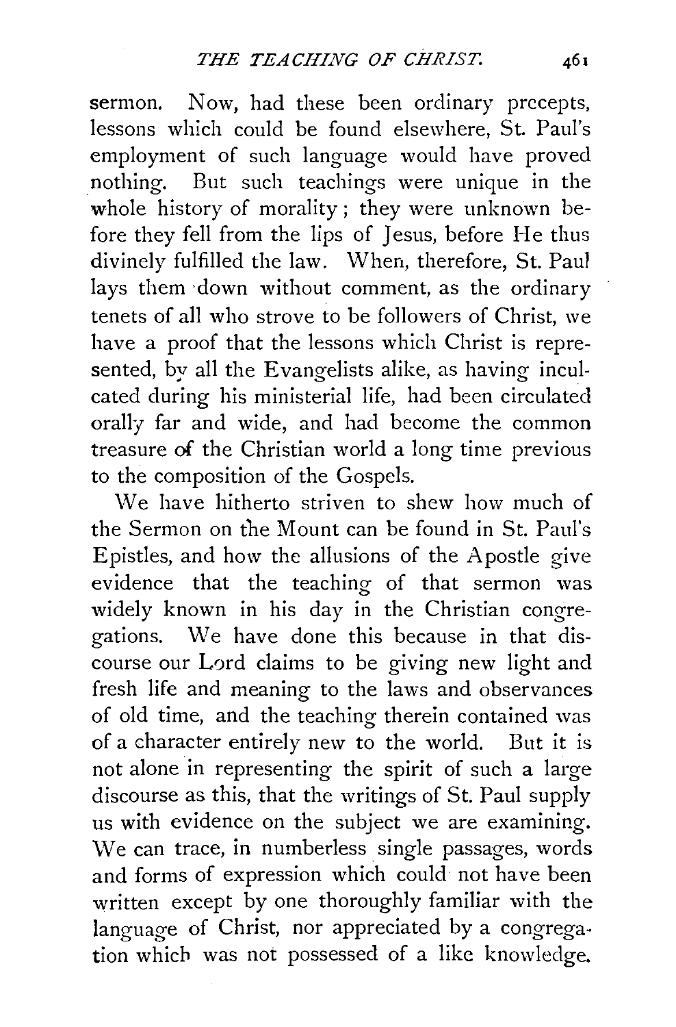sermon. Now, had these been ordinary precepts, lessons which could be found elsewhere, St. Paul's employment of such language would have proved nothing. But such teachings were unique in the whole history of morality; they were unknown before they fell from the lips of Jesus, before He thus divinely fulfilled the law. When, therefore, St. Paul lays them down without comment, as the ordinary tenets of all who strove to be followers of Christ, we have a proof that the lessons which Christ is represented, by all the Evangelists alike, as having inculcated during his ministerial life, had been circulated orally far and wide, and had become the common treasure of the Christian world a long time previous to the composition of the Gospels.

We have hitherto striven to shew how much of the Sermon on the Mount can be found in St. Paul's Epistles, and how the allusions of the Apostle give evidence that the teaching of that sermon was widely known in his day in the Christian congregations. We have done this because in that discourse our Lord claims to be giving new light and fresh life and meaning to the laws and observances of old time, and the teaching therein contained was of a character entirely new to the world. But it is not alone in representing the spirit of such a large discourse as this, that the writings of St. Paul supply us with evidence on the subject we are examining. We can trace, in numberless single passages, words and forms of expression which could not have been written except by one thoroughly familiar with the language of Christ, nor appreciated by a congregation which was not possessed of a like knowledge.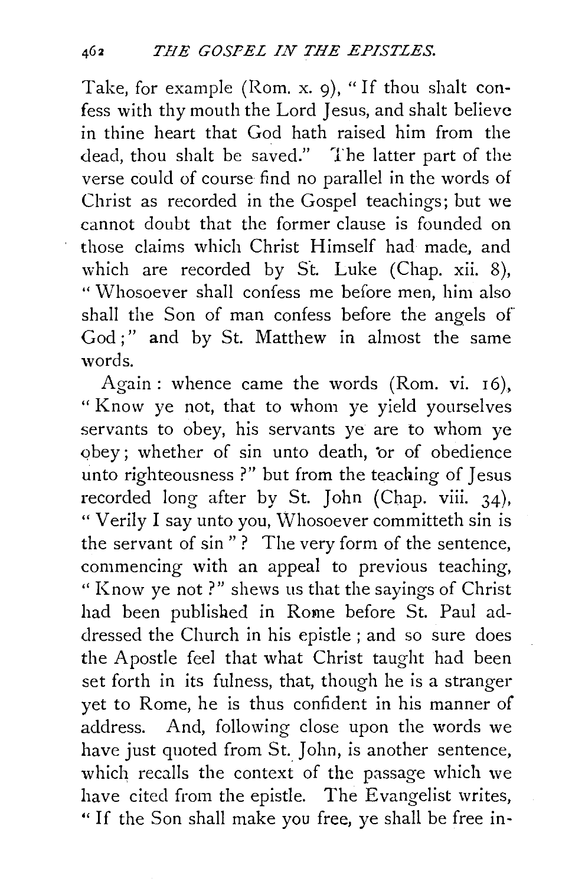Take, for example (Rom. x. 9), "If thou shalt confess with thy mouth the Lord Jesus, and shalt believe in thine heart that God hath raised him from the dead, thou shalt be saved." The latter part of the verse could of course find no parallel in the words of Christ as recorded in the Gospel teachings; but we cannot doubt that the former clause is founded on those claims which Christ Himself had made, and which are recorded by St. Luke (Chap. xii. 8), "Whosoever shall confess me before men, him also shall the Son of man confess before the angels of God;" and by St. Matthew in almost the same words.

Again: whence came the words (Rom. vi. 16), "Know ye not, that to whom ye yield yourselves servants to obey, his servants ye are to whom ye obey; whether of sin unto death, or of obedience unto righteousness?" but from the teaching of Jesus recorded long after by St. John (Chap. viii. 34), "Verily I say unto you, Whosoever committeth sin is the servant of sin"? The very form of the sentence, commencing with an appeal to previous teaching, "Know ye not?" shews us that the sayings of Christ had been published in Rome before St. Paul addressed the Church in his epistle; and so sure does the Apostle feel that what Christ taught had been set forth in its fulness, that, though he is a stranger yet to Rome, he is thus confident in his manner of address. And, following close upon the words we have just quoted from St. John, is another sentence, which recalls the context of the passage which we have cited from the epistle. The Evangelist writes, "If the Son shall make you free, ye shall be free in-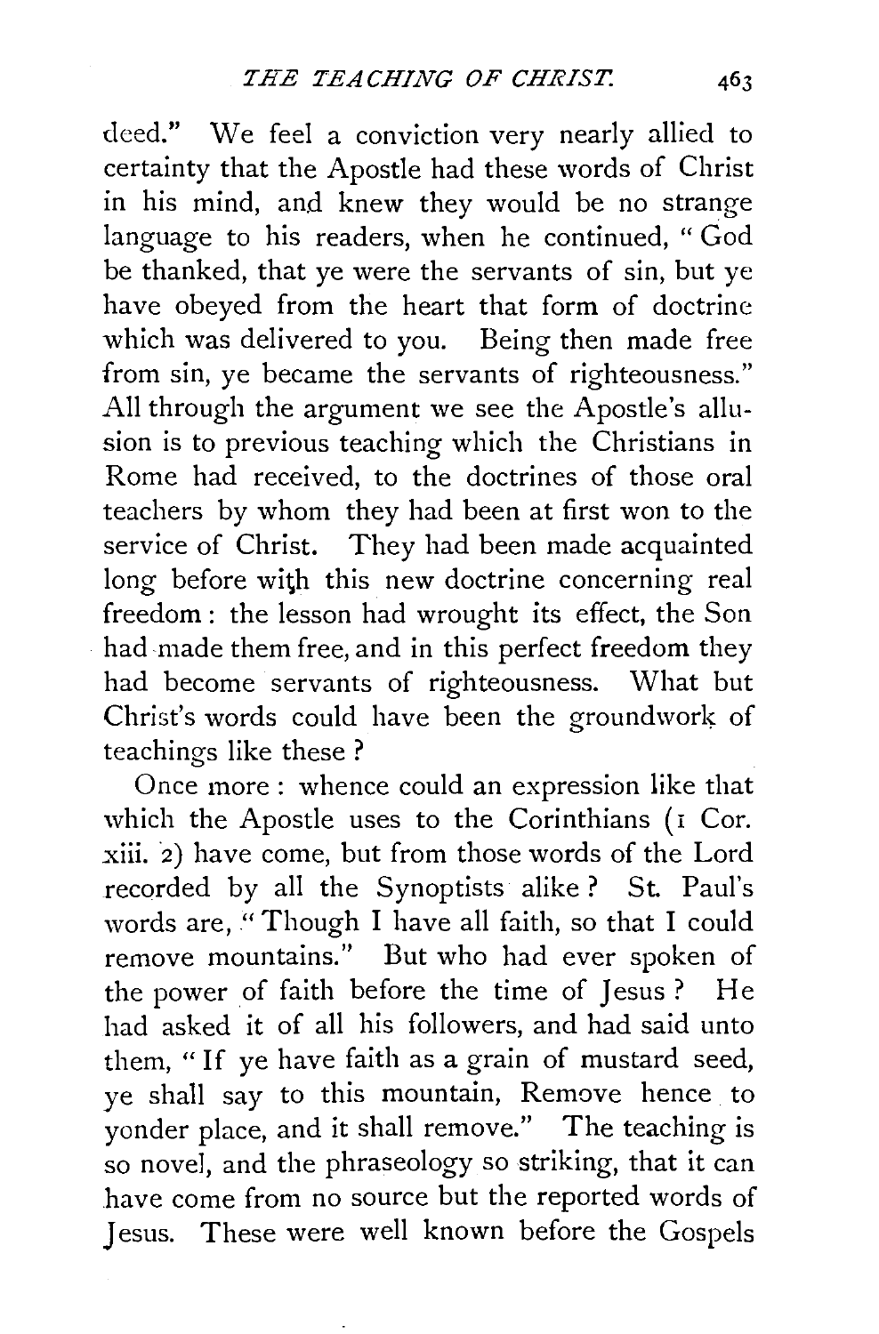deed." We feel a conviction very nearly allied to certainty that the Apostle had these words of Christ in his mind, and knew they would be no strange language to his readers, when he continued, "God be thanked, that ye were the servants of sin, but ye have obeyed from the heart that form of doctrine which was delivered to you. Being then made free from sin, ye became the servants of righteousness." All through the argument we see the Apostle's allusion is to previous teaching which the Christians in Rome had received, to the doctrines of those oral teachers by whom they had been at first won to the service of Christ. They had been made acquainted long before with this new doctrine concerning real freedom: the lesson had wrought its effect, the Son had made them free, and in this perfect freedom they had become servants of righteousness. What but Christ's words could have been the groundwork of teachings like these?

Once more: whence could an expression like that which the Apostle uses to the Corinthians (1 Cor. xiii. 2) have come, but from those words of the Lord recorded by all the Synoptists alike? St. Paul's words are, "Though I have all faith, so that I could remove mountains." But who had ever spoken of the power of faith before the time of Jesus? He had asked it of all his followers, and had said unto them, "If ye have faith as a grain of mustard seed, ye shall say to this mountain, Remove hence to yonder place, and it shall remove." The teaching is so novel, and the phraseology so striking, that it can have come from no source but the reported words of Jesus. These were well known before the Gospels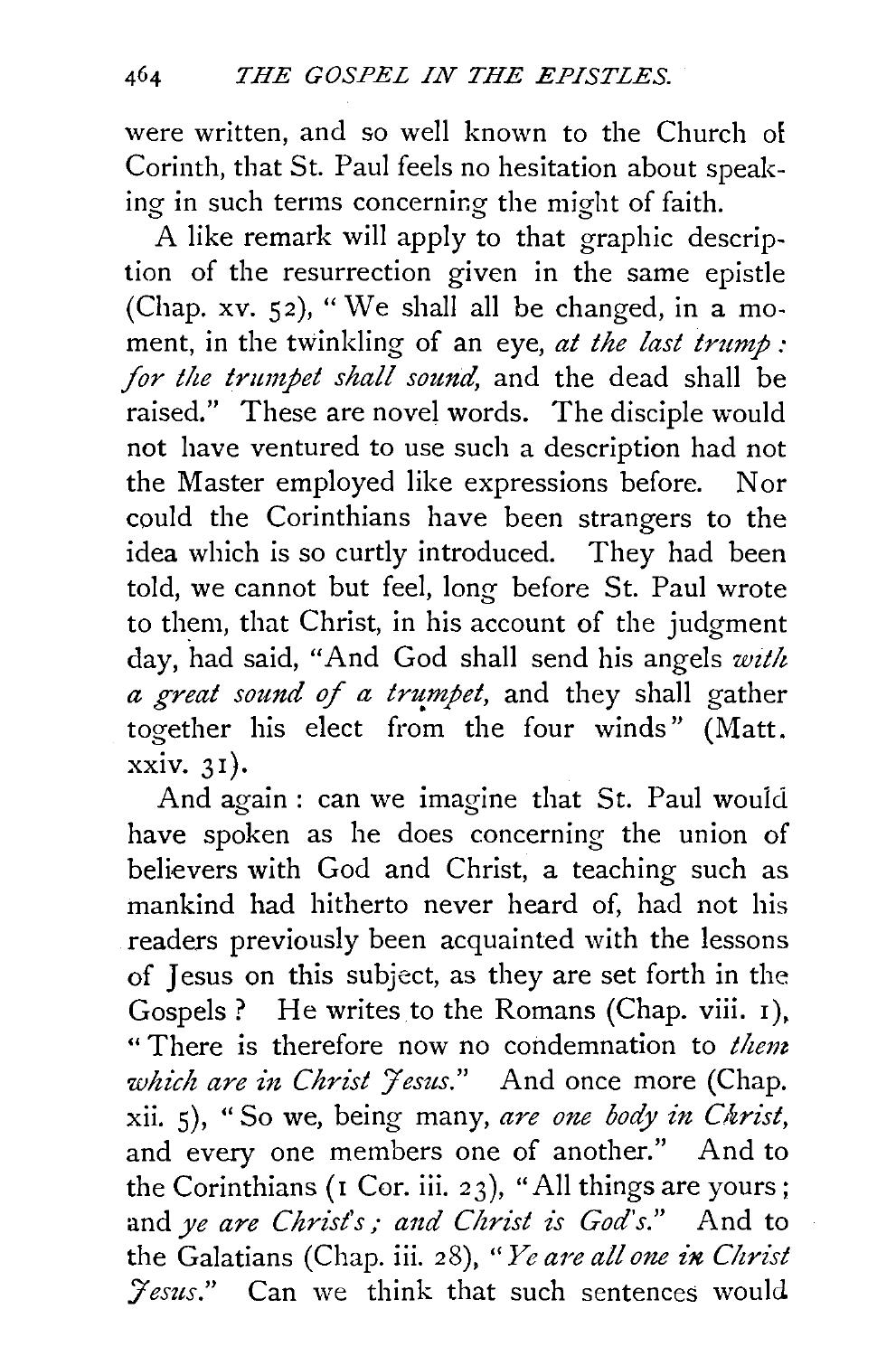were written, and so well known to the Church of Corinth, that St. Paul feels no hesitation about speaking in such terms concerning the might of faith.

A like remark will apply to that graphic description of the resurrection given in the same epistle (Chap. xv. 52), "We shall all be changed, in a moment, in the twinkling of an eye, *at the last trump: for the trumpet shall sound,* and the dead shall be raised." These are novel words. The disciple would not have ventured to use such a description had not the Master employed like expressions before. Nor could the Corinthians have been strangers to the idea which is so curtly introduced. They had been told, we cannot but feel, long before St. Paul wrote to them, that Christ, in his account of the judgment day, had said, "And God shall send his angels *with a great sound of a trumpet,* and they shall gather together his elect from the four winds" (Matt. xxiv. 31).

And again: can we imagine that St. Paul would have spoken as he does concerning the union of believers with God and Christ, a teaching such as mankind had hitherto never heard of, had not his readers previously been acquainted with the lessons of Jesus on this subject, as they are set forth in the Gospels? He writes to the Romans (Chap. viii. 1), "There is therefore now no condemnation to *them which are in Christ Jesus.*" And once more (Chap. xii. 5), "So we, being many, *are one body in Christ,* and every one members one of another." And to the Corinthians (1 Cor. iii. 23), "All things are yours; and *ye are Christ's; and Christ is God's.*" And to the Galatians (Chap. iii. 28), "*Ye are all one in Christ Jesus.*" Can we think that such sentences would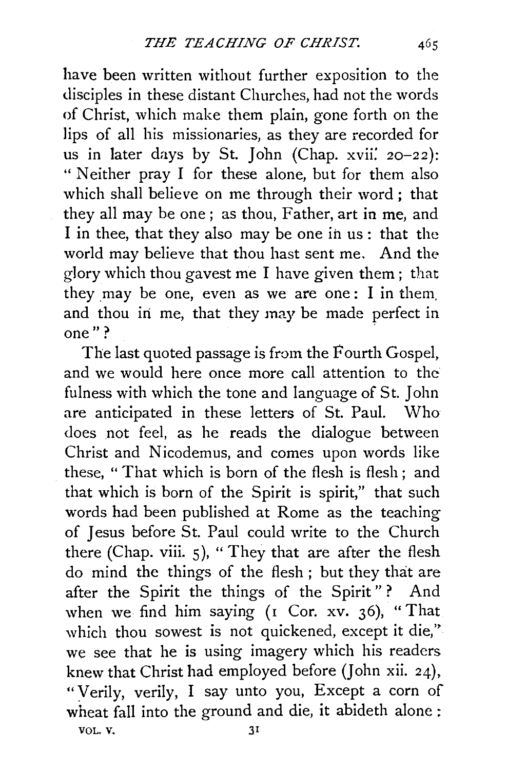have been written without further exposition to the disciples in these distant Churches, had not the words of Christ, which make them plain, gone forth on the lips of all his missionaries, as they are recorded for us in later days by St. John (Chap. xvii. 20–22): "Neither pray I for these alone, but for them also which shall believe on me through their word; that they all may be one; as thou, Father, art in me, and I in thee, that they also may be one in us: that the world may believe that thou hast sent me. And the glory which thou gavest me I have given them; that they may be one, even as we are one: I in them, and thou in me, that they may be made perfect in one"?

The last quoted passage is from the Fourth Gospel, and we would here once more call attention to the fulness with which the tone and language of St. John are anticipated in these letters of St. Paul. Who does not feel, as he reads the dialogue between Christ and Nicodemus, and comes upon words like these, "That which is born of the flesh is flesh; and that which is born of the Spirit is spirit," that such words had been published at Rome as the teaching of Jesus before St. Paul could write to the Church there (Chap. viii. 5), "They that are after the flesh do mind the things of the flesh; but they that are after the Spirit the things of the Spirit"? And when we find him saying (1 Cor. xv. 36), "That which thou sowest is not quickened, except it die," we see that he is using imagery which his readers knew that Christ had employed before (John xii. 24), "Verily, verily, I say unto you, Except a corn of wheat fall into the ground and die, it abideth alone: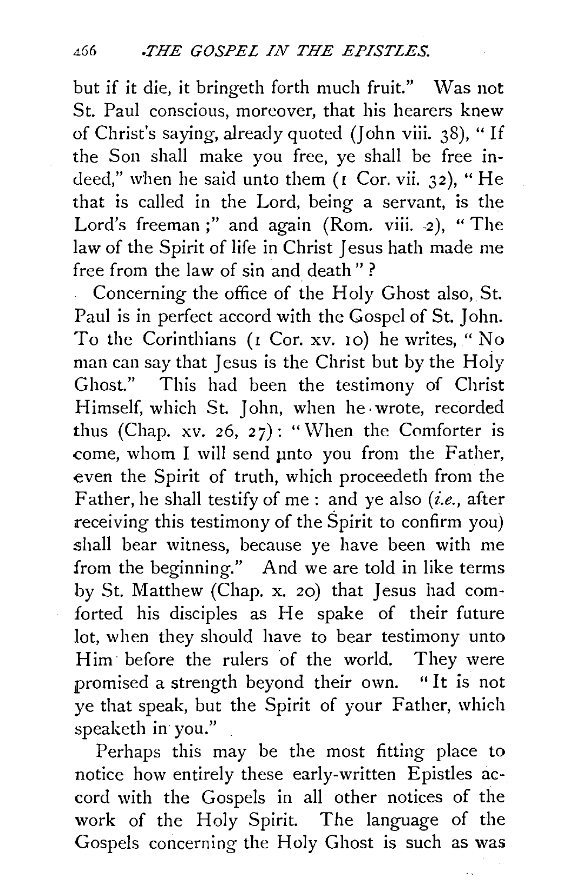but if it die, it bringeth forth much fruit." Was not St. Paul conscious, moreover, that his hearers knew of Christ's saying, already quoted (John viii. 38), "If the Son shall make you free, ye shall be free indeed," when he said unto them (1 Cor. vii. 32), "He that is called in the Lord, being a servant, is the Lord's freeman;" and again (Rom. viii. 2), "The law of the Spirit of life in Christ Jesus hath made me free from the law of sin and death"?

Concerning the office of the Holy Ghost also, St. Paul is in perfect accord with the Gospel of St. John. To the Corinthians (1 Cor. xv. 10) he writes, "No man can say that Jesus is the Christ but by the Holy Ghost." This had been the testimony of Christ Himself, which St. John, when he wrote, recorded thus (Chap. xv. 26, 27): "When the Comforter is come, whom I will send unto you from the Father, even the Spirit of truth, which proceedeth from the Father, he shall testify of me: and ye also (*i.e.*, after receiving this testimony of the Spirit to confirm you) shall bear witness, because ye have been with me from the beginning." And we are told in like terms by St. Matthew (Chap. x. 20) that Jesus had comforted his disciples as He spake of their future lot, when they should have to bear testimony unto Him before the rulers of the world. They were promised a strength beyond their own. "It is not ye that speak, but the Spirit of your Father, which speaketh in you."

Perhaps this may be the most fitting place to notice how entirely these early-written Epistles accord with the Gospels in all other notices of the work of the Holy Spirit. The language of the Gospels concerning the Holy Ghost is such as was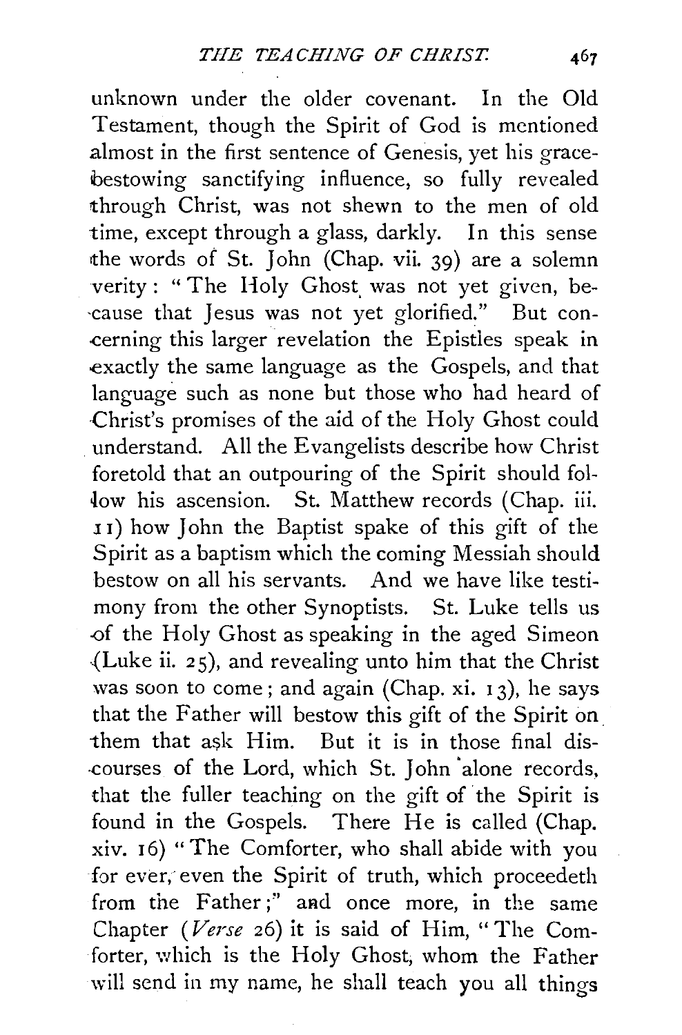unknown under the older covenant. In the Old Testament, though the Spirit of God is mentioned almost in the first sentence of Genesis, yet his grace-bestowing sanctifying influence, so fully revealed through Christ, was not shewn to the men of old time, except through a glass, darkly. In this sense the words of St. John (Chap. vii. 39) are a solemn verity: "The Holy Ghost was not yet given, because that Jesus was not yet glorified." But concerning this larger revelation the Epistles speak in exactly the same language as the Gospels, and that language such as none but those who had heard of Christ's promises of the aid of the Holy Ghost could understand. All the Evangelists describe how Christ foretold that an outpouring of the Spirit should follow his ascension. St. Matthew records (Chap. iii. 11) how John the Baptist spake of this gift of the Spirit as a baptism which the coming Messiah should bestow on all his servants. And we have like testimony from the other Synoptists. St. Luke tells us of the Holy Ghost as speaking in the aged Simeon (Luke ii. 25), and revealing unto him that the Christ was soon to come; and again (Chap. xi. 13), he says that the Father will bestow this gift of the Spirit on them that ask Him. But it is in those final discourses of the Lord, which St. John alone records, that the fuller teaching on the gift of the Spirit is found in the Gospels. There He is called (Chap. xiv. 16) "The Comforter, who shall abide with you for ever, even the Spirit of truth, which proceedeth from the Father;" and once more, in the same Chapter (*Verse* 26) it is said of Him, "The Comforter, which is the Holy Ghost, whom the Father will send in my name, he shall teach you all things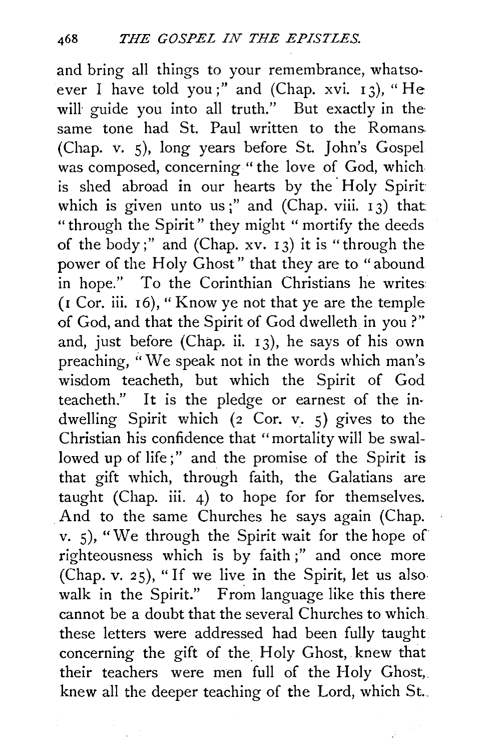and bring all things to your remembrance, whatsoever I have told you;" and (Chap. xvi. 13), "He will guide you into all truth." But exactly in the same tone had St. Paul written to the Romans (Chap. v. 5), long years before St. John's Gospel was composed, concerning "the love of God, which is shed abroad in our hearts by the Holy Spirit which is given unto us;" and (Chap. viii. 13) that "through the Spirit" they might "mortify the deeds of the body;" and (Chap. xv. 13) it is "through the power of the Holy Ghost" that they are to "abound in hope." To the Corinthian Christians he writes (1 Cor. iii. 16), "Know ye not that ye are the temple of God, and that the Spirit of God dwelleth in you?" and, just before (Chap. ii. 13), he says of his own preaching, "We speak not in the words which man's wisdom teacheth, but which the Spirit of God teacheth." It is the pledge or earnest of the indwelling Spirit which (2 Cor. v. 5) gives to the Christian his confidence that "mortality will be swallowed up of life;" and the promise of the Spirit is that gift which, through faith, the Galatians are taught (Chap. iii. 4) to hope for for themselves. And to the same Churches he says again (Chap. v. 5), "We through the Spirit wait for the hope of righteousness which is by faith;" and once more (Chap. v. 25), "If we live in the Spirit, let us also walk in the Spirit." From language like this there cannot be a doubt that the several Churches to which these letters were addressed had been fully taught concerning the gift of the Holy Ghost, knew that their teachers were men full of the Holy Ghost, knew all the deeper teaching of the Lord, which St.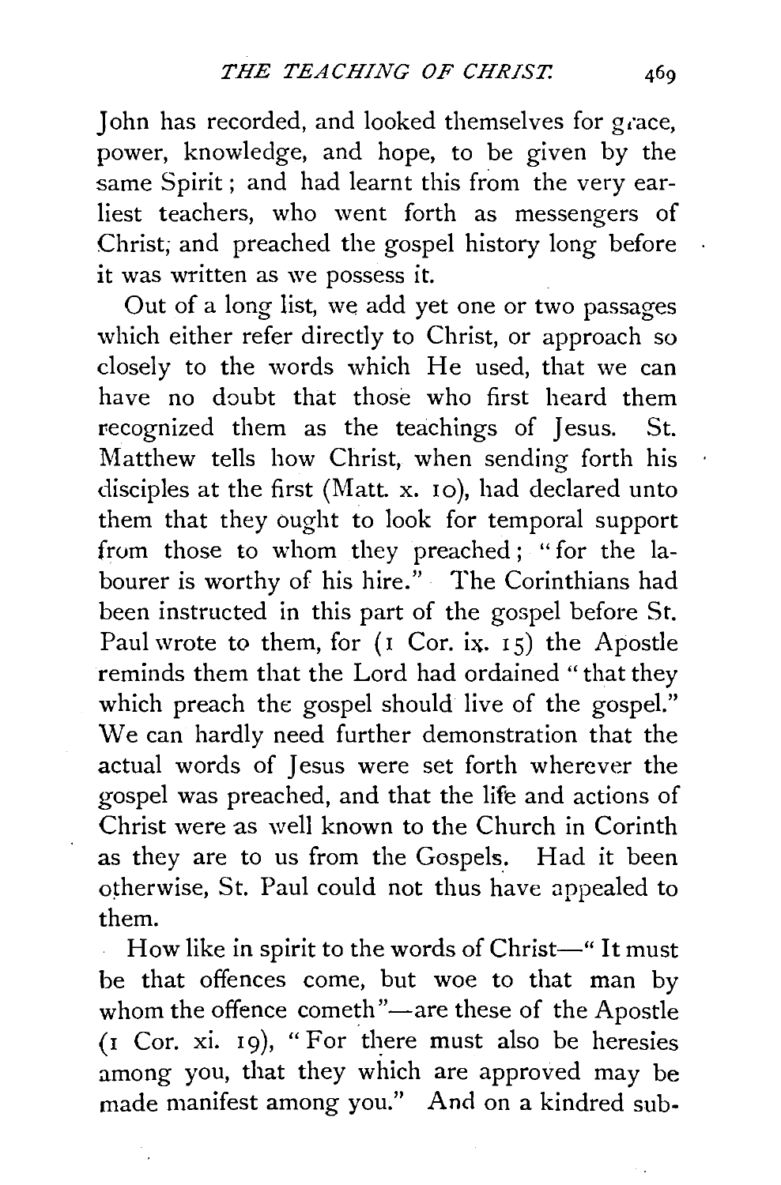John has recorded, and looked themselves for grace, power, knowledge, and hope, to be given by the same Spirit; and had learnt this from the very earliest teachers, who went forth as messengers of Christ, and preached the gospel history long before it was written as we possess it.

Out of a long list, we add yet one or two passages which either refer directly to Christ, or approach so closely to the words which He used, that we can have no doubt that those who first heard them recognized them as the teachings of Jesus. St. Matthew tells how Christ, when sending forth his disciples at the first (Matt. x. 10), had declared unto them that they ought to look for temporal support from those to whom they preached; "for the labourer is worthy of his hire." The Corinthians had been instructed in this part of the gospel before St. Paul wrote to them, for (1 Cor. ix. 15) the Apostle reminds them that the Lord had ordained "that they which preach the gospel should live of the gospel." We can hardly need further demonstration that the actual words of Jesus were set forth wherever the gospel was preached, and that the life and actions of Christ were as well known to the Church in Corinth as they are to us from the Gospels. Had it been otherwise, St. Paul could not thus have appealed to them.

How like in spirit to the words of Christ—"It must be that offences come, but woe to that man by whom the offence cometh"—are these of the Apostle (1 Cor. xi. 19), "For there must also be heresies among you, that they which are approved may be made manifest among you." And on a kindred sub-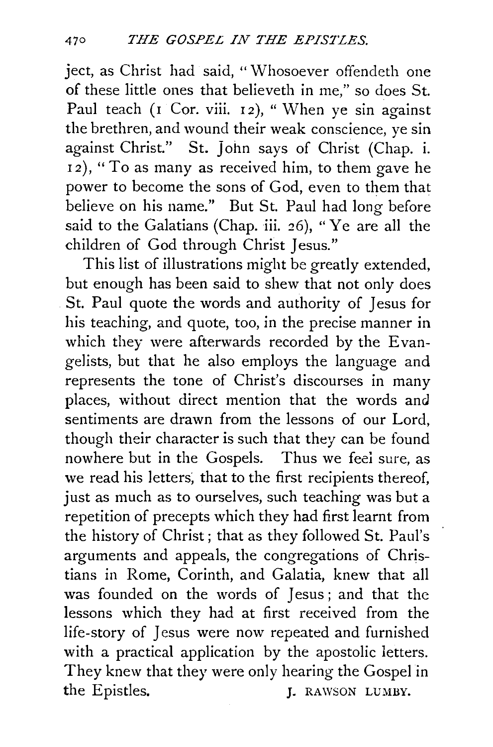ject, as Christ had said, "Whosoever offendeth one of these little ones that believeth in me," so does St. Paul teach (1 Cor. viii. 12), "When ye sin against the brethren, and wound their weak conscience, ye sin against Christ." St. John says of Christ (Chap. i. 12), "To as many as received him, to them gave he power to become the sons of God, even to them that believe on his name." But St. Paul had long before said to the Galatians (Chap. iii. 26), "Ye are all the children of God through Christ Jesus."

This list of illustrations might be greatly extended, but enough has been said to shew that not only does St. Paul quote the words and authority of Jesus for his teaching, and quote, too, in the precise manner in which they were afterwards recorded by the Evangelists, but that he also employs the language and represents the tone of Christ's discourses in many places, without direct mention that the words and sentiments are drawn from the lessons of our Lord, though their character is such that they can be found nowhere but in the Gospels. Thus we feel sure, as we read his letters, that to the first recipients thereof, just as much as to ourselves, such teaching was but a repetition of precepts which they had first learnt from the history of Christ; that as they followed St. Paul's arguments and appeals, the congregations of Christians in Rome, Corinth, and Galatia, knew that all was founded on the words of Jesus; and that the lessons which they had at first received from the life-story of Jesus were now repeated and furnished with a practical application by the apostolic letters. They knew that they were only hearing the Gospel in the Epistles.

J. RAWSON LUMBY.